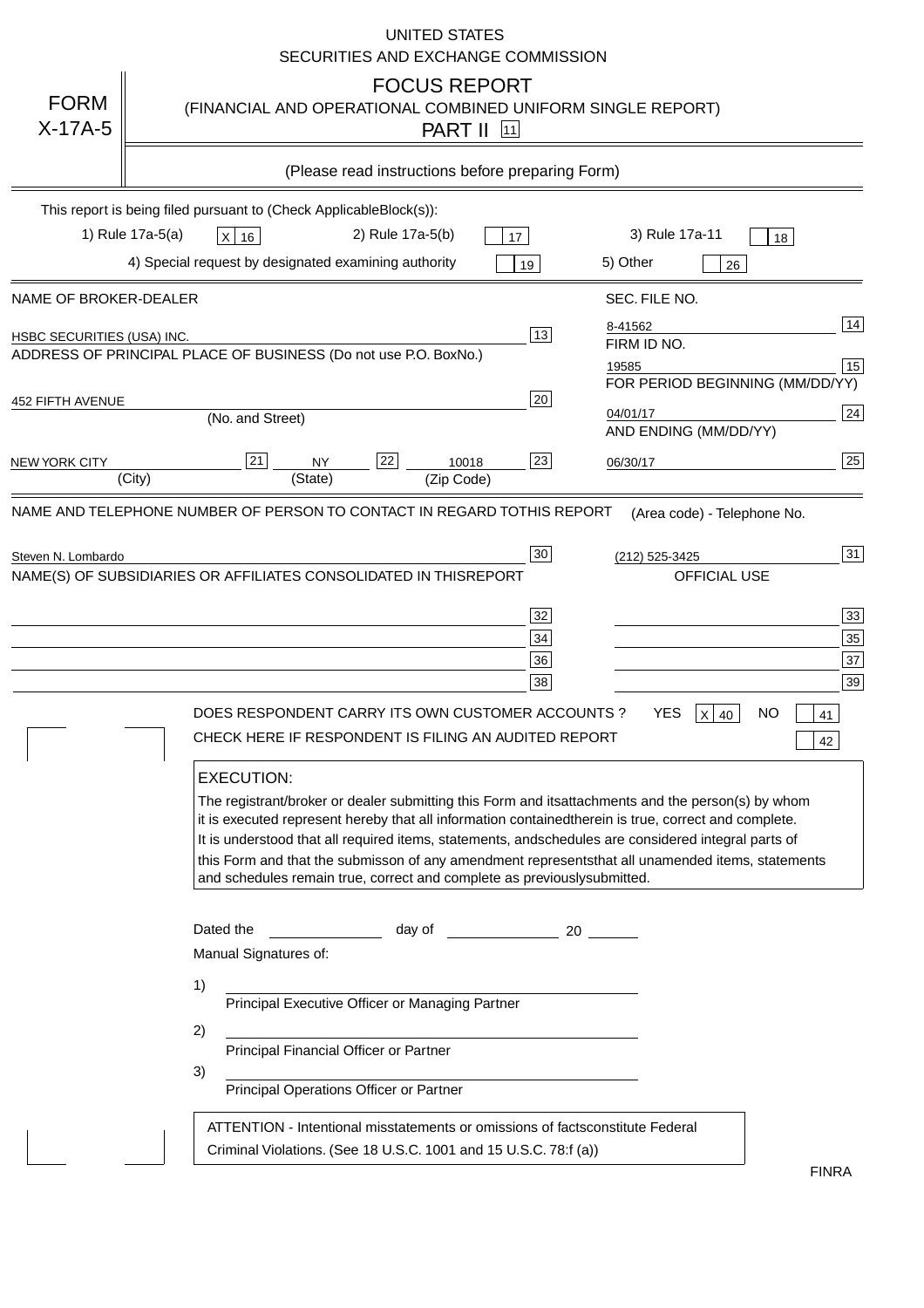UNITED STATES
SECURITIES AND EXCHANGE COMMISSION

FORM X-17A-5

# FOCUS REPORT

(FINANCIAL AND OPERATIONAL COMBINED UNIFORM SINGLE REPORT)

PART II [11]

(Please read instructions before preparing Form)

This report is being filed pursuant to (Check ApplicableBlock(s)):

1) Rule 17a-5(a) [X] 16    2) Rule 17a-5(b) [ ] 17    3) Rule 17a-11 [ ] 18

4) Special request by designated examining authority [ ] 19    5) Other [ ] 26

| NAME OF BROKER-DEALER | | SEC. FILE NO. | |
|---|---|---|---|
| HSBC SECURITIES (USA) INC. | 13 | 8-41562 | 14 |
| ADDRESS OF PRINCIPAL PLACE OF BUSINESS (Do not use P.O. BoxNo.) | | FIRM ID NO. | |
| | | 19585 | 15 |
| | | FOR PERIOD BEGINNING (MM/DD/YY) | |
| 452 FIFTH AVENUE (No. and Street) | 20 | 04/01/17 | 24 |
| | | AND ENDING (MM/DD/YY) | |
| NEW YORK CITY (City) [21] NY (State) [22] 10018 (Zip Code) | 23 | 06/30/17 | 25 |

| NAME AND TELEPHONE NUMBER OF PERSON TO CONTACT IN REGARD TOTHIS REPORT | | (Area code) - Telephone No. | |
|---|---|---|---|
| Steven N. Lombardo | 30 | (212) 525-3425 | 31 |
| NAME(S) OF SUBSIDIARIES OR AFFILIATES CONSOLIDATED IN THISREPORT | | OFFICIAL USE | |
| | 32 | | 33 |
| | 34 | | 35 |
| | 36 | | 37 |
| | 38 | | 39 |

DOES RESPONDENT CARRY ITS OWN CUSTOMER ACCOUNTS ? YES [X] 40 NO [ ] 41

CHECK HERE IF RESPONDENT IS FILING AN AUDITED REPORT [ ] 42

**EXECUTION:**

The registrant/broker or dealer submitting this Form and itsattachments and the person(s) by whom it is executed represent hereby that all information containedtherein is true, correct and complete. It is understood that all required items, statements, andschedules are considered integral parts of this Form and that the submisson of any amendment representsthat all unamended items, statements and schedules remain true, correct and complete as previouslysubmitted.

Dated the ______________ day of ______________ 20 ______

Manual Signatures of:

1) ________________________________
Principal Executive Officer or Managing Partner

2) ________________________________
Principal Financial Officer or Partner

3) ________________________________
Principal Operations Officer or Partner

ATTENTION - Intentional misstatements or omissions of factsconstitute Federal Criminal Violations. (See 18 U.S.C. 1001 and 15 U.S.C. 78:f (a))

FINRA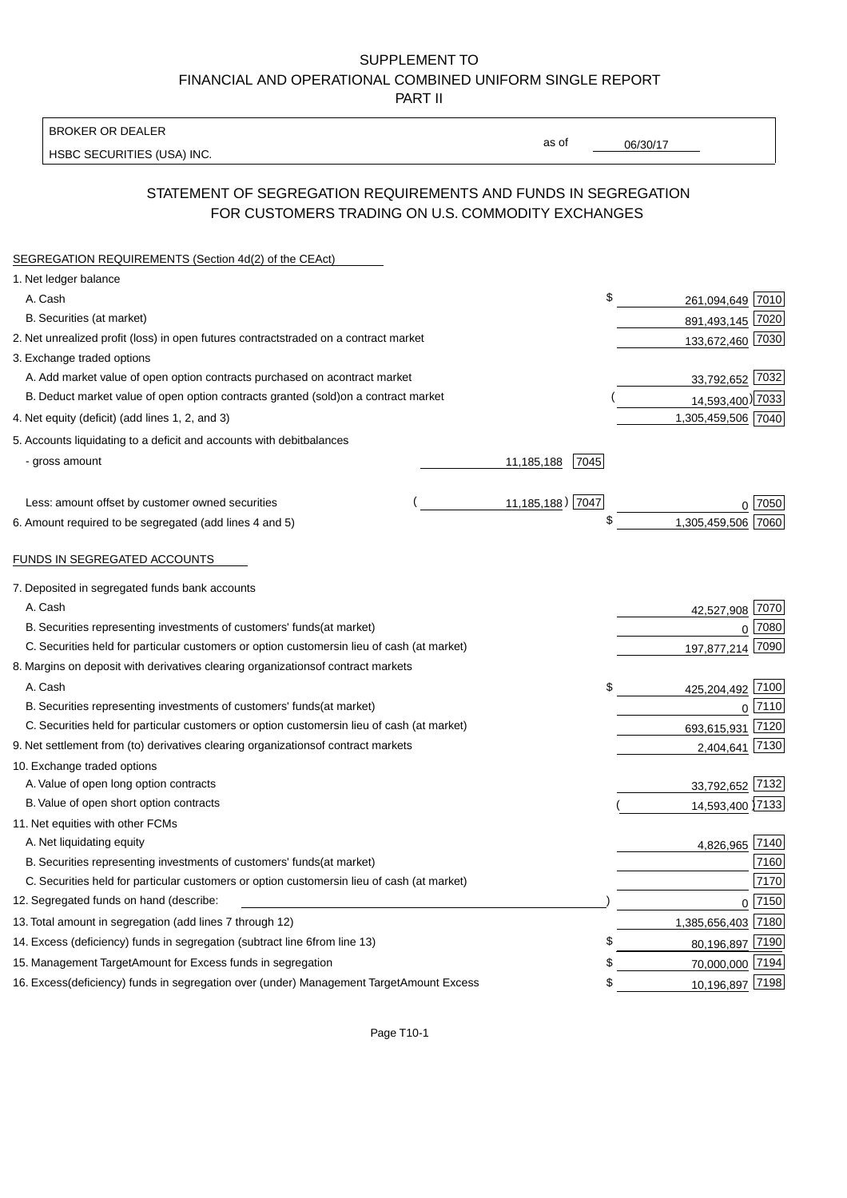SUPPLEMENT TO
FINANCIAL AND OPERATIONAL COMBINED UNIFORM SINGLE REPORT
PART II

BROKER OR DEALER
HSBC SECURITIES (USA) INC.

as of 06/30/17

## STATEMENT OF SEGREGATION REQUIREMENTS AND FUNDS IN SEGREGATION FOR CUSTOMERS TRADING ON U.S. COMMODITY EXCHANGES

SEGREGATION REQUIREMENTS (Section 4d(2) of the CEAct)

| | | | |
|---|---|---|---|
| 1. Net ledger balance | | | |
| A. Cash | | $ 261,094,649 | 7010 |
| B. Securities (at market) | | 891,493,145 | 7020 |
| 2. Net unrealized profit (loss) in open futures contracts traded on a contract market | | 133,672,460 | 7030 |
| 3. Exchange traded options | | | |
| A. Add market value of open option contracts purchased on a contract market | | 33,792,652 | 7032 |
| B. Deduct market value of open option contracts granted (sold) on a contract market | | (14,593,400) | 7033 |
| 4. Net equity (deficit) (add lines 1, 2, and 3) | | 1,305,459,506 | 7040 |
| 5. Accounts liquidating to a deficit and accounts with debit balances | | | |
| - gross amount | 11,185,188 [7045] | | |
| Less: amount offset by customer owned securities | (11,185,188) [7047] | 0 | 7050 |
| 6. Amount required to be segregated (add lines 4 and 5) | | $ 1,305,459,506 | 7060 |

FUNDS IN SEGREGATED ACCOUNTS

| | | |
|---|---|---|
| 7. Deposited in segregated funds bank accounts | | |
| A. Cash | 42,527,908 | 7070 |
| B. Securities representing investments of customers' funds (at market) | 0 | 7080 |
| C. Securities held for particular customers or option customers in lieu of cash (at market) | 197,877,214 | 7090 |
| 8. Margins on deposit with derivatives clearing organizations of contract markets | | |
| A. Cash | $ 425,204,492 | 7100 |
| B. Securities representing investments of customers' funds (at market) | 0 | 7110 |
| C. Securities held for particular customers or option customers in lieu of cash (at market) | 693,615,931 | 7120 |
| 9. Net settlement from (to) derivatives clearing organizations of contract markets | 2,404,641 | 7130 |
| 10. Exchange traded options | | |
| A. Value of open long option contracts | 33,792,652 | 7132 |
| B. Value of open short option contracts | (14,593,400) | 7133 |
| 11. Net equities with other FCMs | | |
| A. Net liquidating equity | 4,826,965 | 7140 |
| B. Securities representing investments of customers' funds (at market) | | 7160 |
| C. Securities held for particular customers or option customers in lieu of cash (at market) | | 7170 |
| 12. Segregated funds on hand (describe: ) | 0 | 7150 |
| 13. Total amount in segregation (add lines 7 through 12) | 1,385,656,403 | 7180 |
| 14. Excess (deficiency) funds in segregation (subtract line 6 from line 13) | $ 80,196,897 | 7190 |
| 15. Management Target Amount for Excess funds in segregation | $ 70,000,000 | 7194 |
| 16. Excess (deficiency) funds in segregation over (under) Management Target Amount Excess | $ 10,196,897 | 7198 |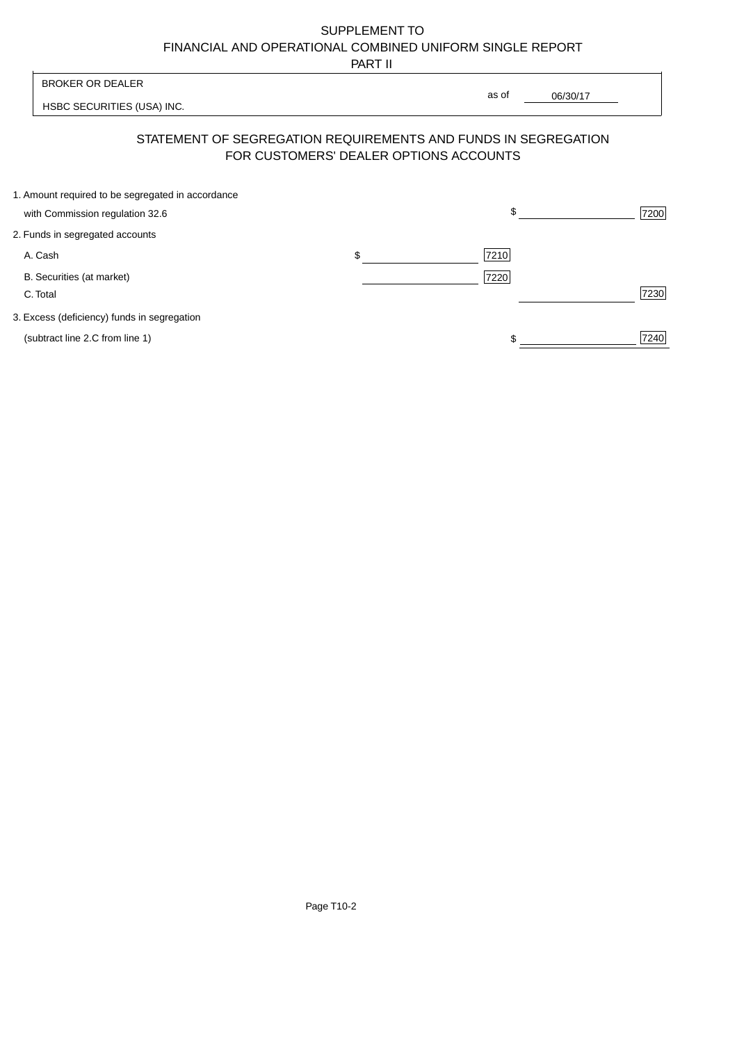# SUPPLEMENT TO
# FINANCIAL AND OPERATIONAL COMBINED UNIFORM SINGLE REPORT
## PART II

| BROKER OR DEALER | |
|---|---|
| HSBC SECURITIES (USA) INC. | as of 06/30/17 |

## STATEMENT OF SEGREGATION REQUIREMENTS AND FUNDS IN SEGREGATION FOR CUSTOMERS' DEALER OPTIONS ACCOUNTS

| | | | | |
|---|---|---|---|---|
| 1. Amount required to be segregated in accordance with Commission regulation 32.6 | | | $ | 7200 |
| 2. Funds in segregated accounts | | | | |
| A. Cash | $ | 7210 | | |
| B. Securities (at market) | | 7220 | | |
| C. Total | | | | 7230 |
| 3. Excess (deficiency) funds in segregation (subtract line 2.C from line 1) | | | $ | 7240 |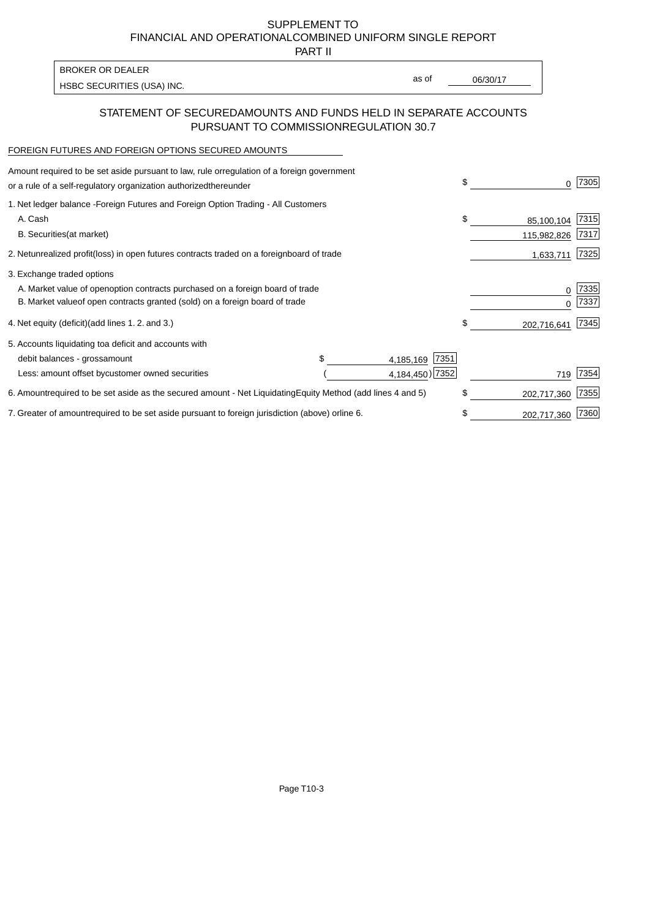# SUPPLEMENT TO
# FINANCIAL AND OPERATIONAL COMBINED UNIFORM SINGLE REPORT
## PART II

| BROKER OR DEALER | | |
|---|---|---|
| HSBC SECURITIES (USA) INC. | as of | 06/30/17 |

## STATEMENT OF SECURED AMOUNTS AND FUNDS HELD IN SEPARATE ACCOUNTS PURSUANT TO COMMISSION REGULATION 30.7

FOREIGN FUTURES AND FOREIGN OPTIONS SECURED AMOUNTS

| | | | | |
|---|---|---|---|---|
| Amount required to be set aside pursuant to law, rule or regulation of a foreign government or a rule of a self-regulatory organization authorized thereunder | | | $ 0 | 7305 |
| 1. Net ledger balance - Foreign Futures and Foreign Option Trading - All Customers | | | | |
| A. Cash | | | $ 85,100,104 | 7315 |
| B. Securities (at market) | | | 115,982,826 | 7317 |
| 2. Net unrealized profit (loss) in open futures contracts traded on a foreign board of trade | | | 1,633,711 | 7325 |
| 3. Exchange traded options | | | | |
| A. Market value of open option contracts purchased on a foreign board of trade | | | 0 | 7335 |
| B. Market value of open contracts granted (sold) on a foreign board of trade | | | 0 | 7337 |
| 4. Net equity (deficit) (add lines 1. 2. and 3.) | | | $ 202,716,641 | 7345 |
| 5. Accounts liquidating to a deficit and accounts with debit balances - gross amount | $ 4,185,169 | 7351 | | |
| Less: amount offset by customer owned securities | ( 4,184,450) | 7352 | 719 | 7354 |
| 6. Amount required to be set aside as the secured amount - Net Liquidating Equity Method (add lines 4 and 5) | | | $ 202,717,360 | 7355 |
| 7. Greater of amount required to be set aside pursuant to foreign jurisdiction (above) or line 6. | | | $ 202,717,360 | 7360 |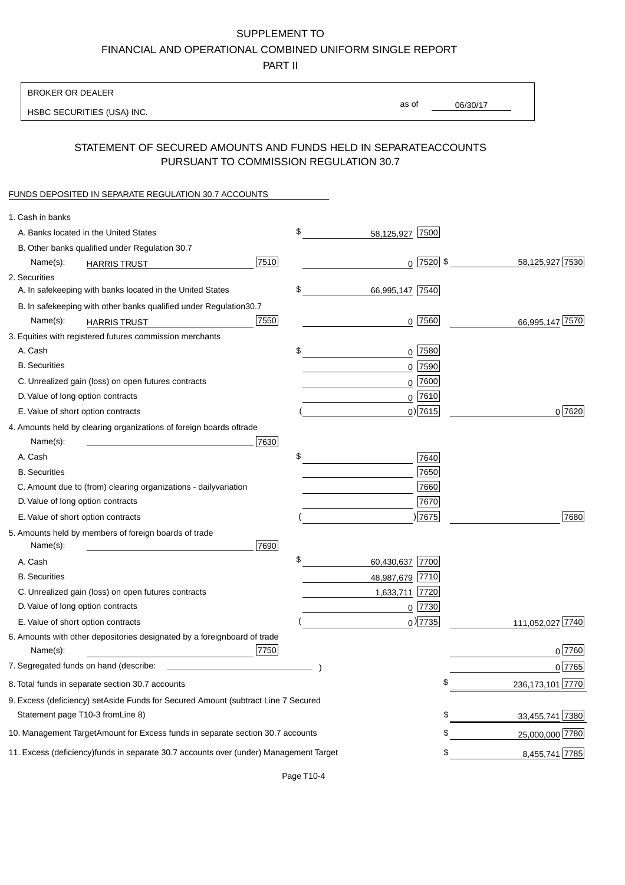SUPPLEMENT TO
FINANCIAL AND OPERATIONAL COMBINED UNIFORM SINGLE REPORT
PART II

BROKER OR DEALER
HSBC SECURITIES (USA) INC.

as of 06/30/17

## STATEMENT OF SECURED AMOUNTS AND FUNDS HELD IN SEPARATE ACCOUNTS PURSUANT TO COMMISSION REGULATION 30.7

FUNDS DEPOSITED IN SEPARATE REGULATION 30.7 ACCOUNTS

| | | | |
|---|---|---|---|
| 1. Cash in banks | | | |
| A. Banks located in the United States | | $ 58,125,927 [7500] | |
| B. Other banks qualified under Regulation 30.7 | | | |
| Name(s): HARRIS TRUST | [7510] | 0 [7520] | $ 58,125,927 [7530] |
| 2. Securities | | | |
| A. In safekeeping with banks located in the United States | | $ 66,995,147 [7540] | |
| B. In safekeeping with other banks qualified under Regulation 30.7 | | | |
| Name(s): HARRIS TRUST | [7550] | 0 [7560] | 66,995,147 [7570] |
| 3. Equities with registered futures commission merchants | | | |
| A. Cash | | $ 0 [7580] | |
| B. Securities | | 0 [7590] | |
| C. Unrealized gain (loss) on open futures contracts | | 0 [7600] | |
| D. Value of long option contracts | | 0 [7610] | |
| E. Value of short option contracts | | ( 0) [7615] | 0 [7620] |
| 4. Amounts held by clearing organizations of foreign boards of trade | | | |
| Name(s): | [7630] | | |
| A. Cash | | $ [7640] | |
| B. Securities | | [7650] | |
| C. Amount due to (from) clearing organizations - daily variation | | [7660] | |
| D. Value of long option contracts | | [7670] | |
| E. Value of short option contracts | | ( ) [7675] | [7680] |
| 5. Amounts held by members of foreign boards of trade | | | |
| Name(s): | [7690] | | |
| A. Cash | | $ 60,430,637 [7700] | |
| B. Securities | | 48,987,679 [7710] | |
| C. Unrealized gain (loss) on open futures contracts | | 1,633,711 [7720] | |
| D. Value of long option contracts | | 0 [7730] | |
| E. Value of short option contracts | | ( 0) [7735] | 111,052,027 [7740] |
| 6. Amounts with other depositories designated by a foreign board of trade | | | |
| Name(s): | [7750] | | 0 [7760] |
| 7. Segregated funds on hand (describe: ) | | | 0 [7765] |
| 8. Total funds in separate section 30.7 accounts | | | $ 236,173,101 [7770] |
| 9. Excess (deficiency) set Aside Funds for Secured Amount (subtract Line 7 Secured Statement page T10-3 from Line 8) | | | $ 33,455,741 [7380] |
| 10. Management Target Amount for Excess funds in separate section 30.7 accounts | | | $ 25,000,000 [7780] |
| 11. Excess (deficiency) funds in separate 30.7 accounts over (under) Management Target | | | $ 8,455,741 [7785] |

Page T10-4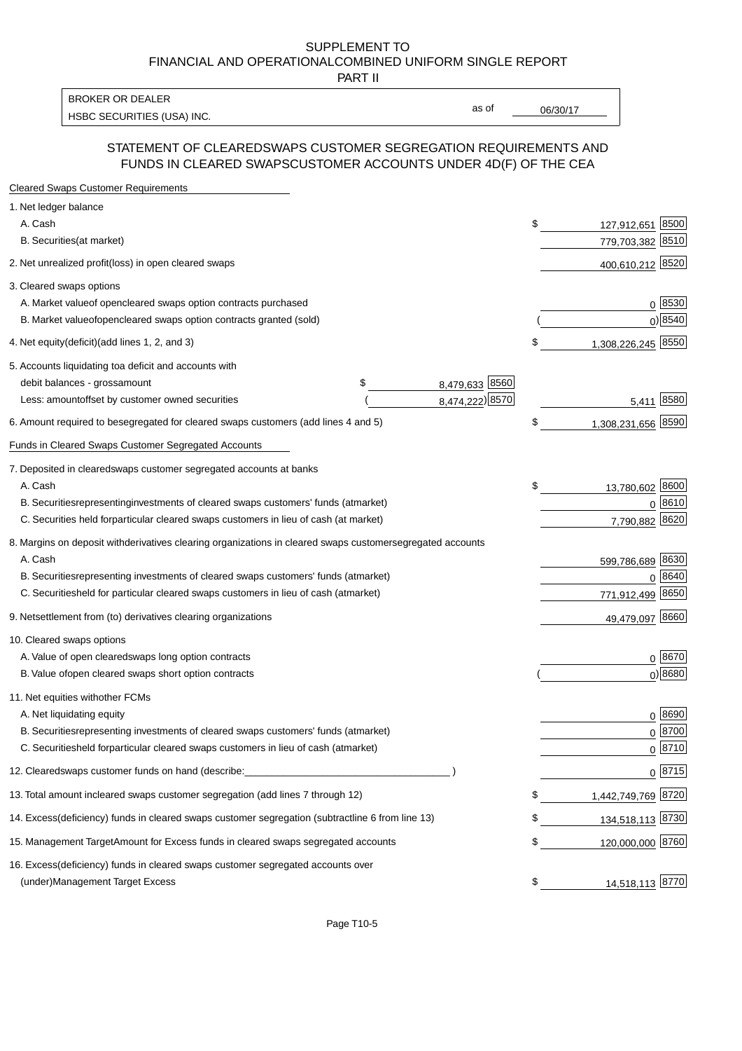SUPPLEMENT TO
FINANCIAL AND OPERATIONALCOMBINED UNIFORM SINGLE REPORT
PART II

| BROKER OR DEALER | | |
|---|---|---|
| HSBC SECURITIES (USA) INC. | as of | 06/30/17 |

## STATEMENT OF CLEAREDSWAPS CUSTOMER SEGREGATION REQUIREMENTS AND FUNDS IN CLEARED SWAPSCUSTOMER ACCOUNTS UNDER 4D(F) OF THE CEA

| | | | |
|---|---|---|---|
| **Cleared Swaps Customer Requirements** | | | |
| 1. Net ledger balance | | | |
| A. Cash | | $ 127,912,651 | 8500 |
| B. Securities(at market) | | 779,703,382 | 8510 |
| 2. Net unrealized profit(loss) in open cleared swaps | | 400,610,212 | 8520 |
| 3. Cleared swaps options | | | |
| A. Market valueof opencleared swaps option contracts purchased | | 0 | 8530 |
| B. Market valueofopencleared swaps option contracts granted (sold) | | ( 0) | 8540 |
| 4. Net equity(deficit)(add lines 1, 2, and 3) | | $ 1,308,226,245 | 8550 |
| 5. Accounts liquidating toa deficit and accounts with | | | |
| debit balances - grossamount | $ 8,479,633 8560 | | |
| Less: amountoffset by customer owned securities | ( 8,474,222) 8570 | 5,411 | 8580 |
| 6. Amount required to besegregated for cleared swaps customers (add lines 4 and 5) | | $ 1,308,231,656 | 8590 |
| **Funds in Cleared Swaps Customer Segregated Accounts** | | | |
| 7. Deposited in clearedswaps customer segregated accounts at banks | | | |
| A. Cash | | $ 13,780,602 | 8600 |
| B. Securitiesrepresentinginvestments of cleared swaps customers' funds (atmarket) | | 0 | 8610 |
| C. Securities held forparticular cleared swaps customers in lieu of cash (at market) | | 7,790,882 | 8620 |
| 8. Margins on deposit withderivatives clearing organizations in cleared swaps customersegregated accounts | | | |
| A. Cash | | 599,786,689 | 8630 |
| B. Securitiesrepresenting investments of cleared swaps customers' funds (atmarket) | | 0 | 8640 |
| C. Securitiesheld for particular cleared swaps customers in lieu of cash (atmarket) | | 771,912,499 | 8650 |
| 9. Netsettlement from (to) derivatives clearing organizations | | 49,479,097 | 8660 |
| 10. Cleared swaps options | | | |
| A. Value of open clearedswaps long option contracts | | 0 | 8670 |
| B. Value ofopen cleared swaps short option contracts | | ( 0) | 8680 |
| 11. Net equities withother FCMs | | | |
| A. Net liquidating equity | | 0 | 8690 |
| B. Securitiesrepresenting investments of cleared swaps customers' funds (atmarket) | | 0 | 8700 |
| C. Securitiesheld forparticular cleared swaps customers in lieu of cash (atmarket) | | 0 | 8710 |
| 12. Clearedswaps customer funds on hand (describe:___________________________________ ) | | 0 | 8715 |
| 13. Total amount incleared swaps customer segregation (add lines 7 through 12) | | $ 1,442,749,769 | 8720 |
| 14. Excess(deficiency) funds in cleared swaps customer segregation (subtractline 6 from line 13) | | $ 134,518,113 | 8730 |
| 15. Management TargetAmount for Excess funds in cleared swaps segregated accounts | | $ 120,000,000 | 8760 |
| 16. Excess(deficiency) funds in cleared swaps customer segregated accounts over (under)Management Target Excess | | $ 14,518,113 | 8770 |

Page T10-5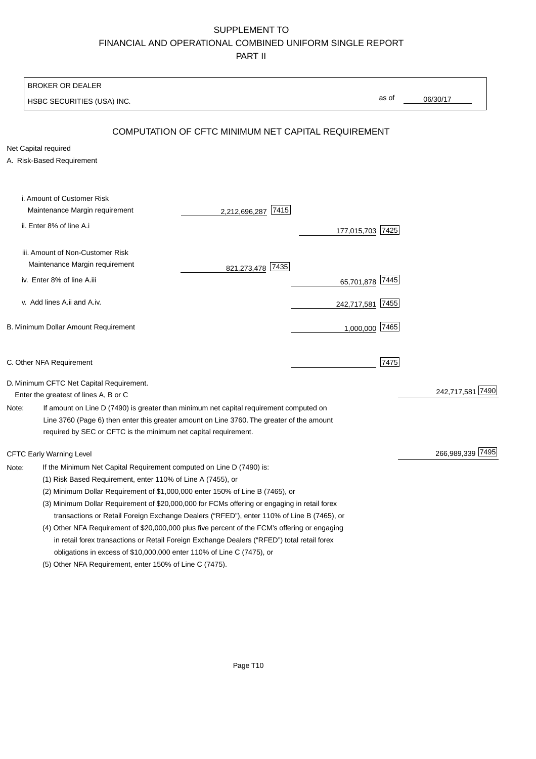# SUPPLEMENT TO
# FINANCIAL AND OPERATIONAL COMBINED UNIFORM SINGLE REPORT
# PART II

BROKER OR DEALER

HSBC SECURITIES (USA) INC. as of 06/30/17

## COMPUTATION OF CFTC MINIMUM NET CAPITAL REQUIREMENT

Net Capital required

A. Risk-Based Requirement

| | | | |
|---|---|---|---|
| i. Amount of Customer Risk Maintenance Margin requirement | 2,212,696,287 [7415] | | |
| ii. Enter 8% of line A.i | | 177,015,703 [7425] | |
| iii. Amount of Non-Customer Risk Maintenance Margin requirement | 821,273,478 [7435] | | |
| iv. Enter 8% of line A.iii | | 65,701,878 [7445] | |
| v. Add lines A.ii and A.iv. | | 242,717,581 [7455] | |
| B. Minimum Dollar Amount Requirement | | 1,000,000 [7465] | |
| C. Other NFA Requirement | | [7475] | |
| D. Minimum CFTC Net Capital Requirement. Enter the greatest of lines A, B or C | | | 242,717,581 [7490] |

Note: If amount on Line D (7490) is greater than minimum net capital requirement computed on Line 3760 (Page 6) then enter this greater amount on Line 3760. The greater of the amount required by SEC or CFTC is the minimum net capital requirement.

CFTC Early Warning Level 266,989,339 [7495]

Note: If the Minimum Net Capital Requirement computed on Line D (7490) is:

(1) Risk Based Requirement, enter 110% of Line A (7455), or

(2) Minimum Dollar Requirement of $1,000,000 enter 150% of Line B (7465), or

(3) Minimum Dollar Requirement of $20,000,000 for FCMs offering or engaging in retail forex transactions or Retail Foreign Exchange Dealers ("RFED"), enter 110% of Line B (7465), or

(4) Other NFA Requirement of $20,000,000 plus five percent of the FCM's offering or engaging in retail forex transactions or Retail Foreign Exchange Dealers ("RFED") total retail forex obligations in excess of $10,000,000 enter 110% of Line C (7475), or

(5) Other NFA Requirement, enter 150% of Line C (7475).